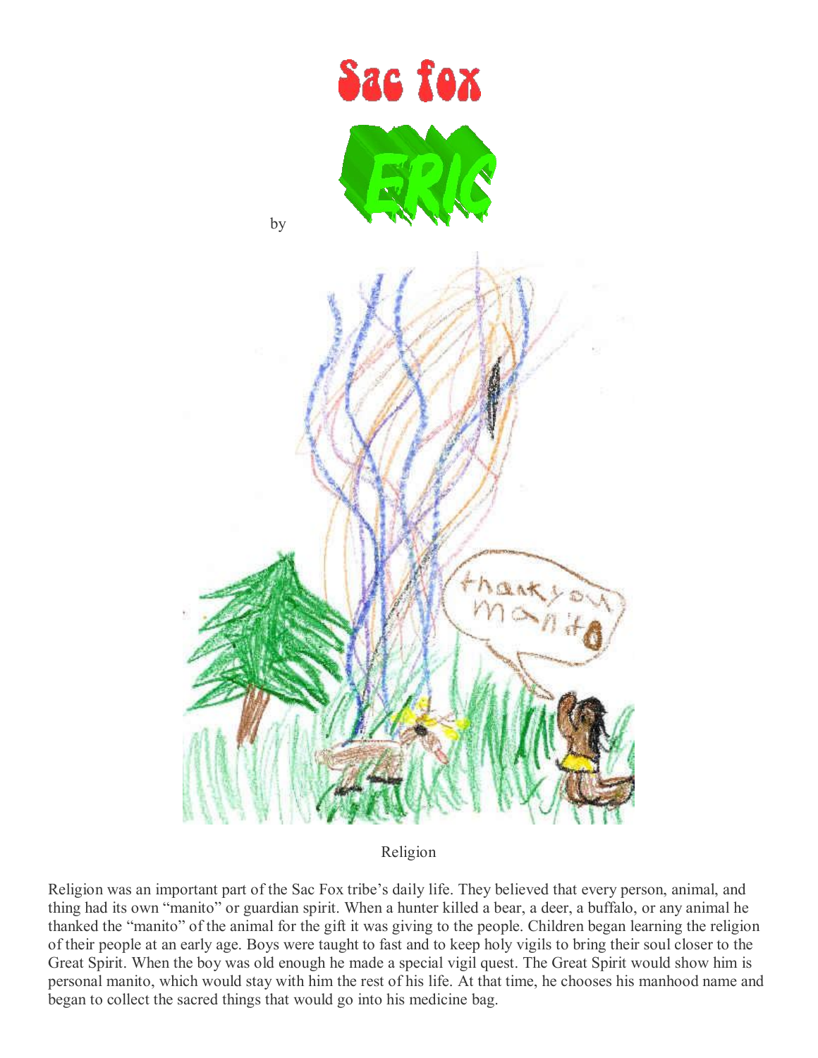# Sac fox

by ERIC

Religion

Religion was an important part of the Sac Fox tribe's daily life. They believed that every person, animal, and thing had its own "manito" or guardian spirit. When a hunter killed a bear, a deer, a buffalo, or any animal he thanked the "manito" of the animal for the gift it was giving to the people. Children began learning the religion of their people at an early age. Boys were taught to fast and to keep holy vigils to bring their soul closer to the Great Spirit. When the boy was old enough he made a special vigil quest. The Great Spirit would show him is personal manito, which would stay with him the rest of his life. At that time, he chooses his manhood name and began to collect the sacred things that would go into his medicine bag.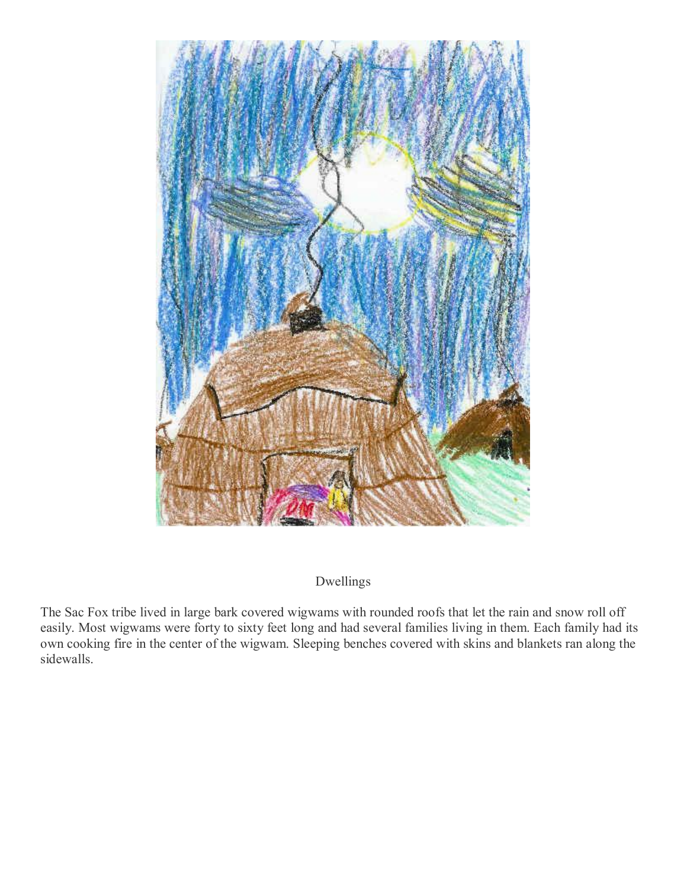Dwellings

The Sac Fox tribe lived in large bark covered wigwams with rounded roofs that let the rain and snow roll off easily. Most wigwams were forty to sixty feet long and had several families living in them. Each family had its own cooking fire in the center of the wigwam. Sleeping benches covered with skins and blankets ran along the sidewalls.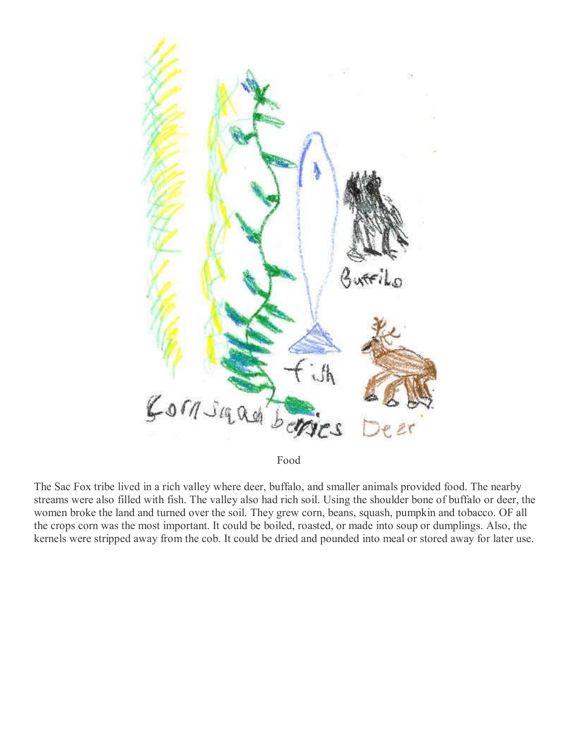Food

The Sac Fox tribe lived in a rich valley where deer, buffalo, and smaller animals provided food. The nearby streams were also filled with fish. The valley also had rich soil. Using the shoulder bone of buffalo or deer, the women broke the land and turned over the soil. They grew corn, beans, squash, pumpkin and tobacco. OF all the crops corn was the most important. It could be boiled, roasted, or made into soup or dumplings. Also, the kernels were stripped away from the cob. It could be dried and pounded into meal or stored away for later use.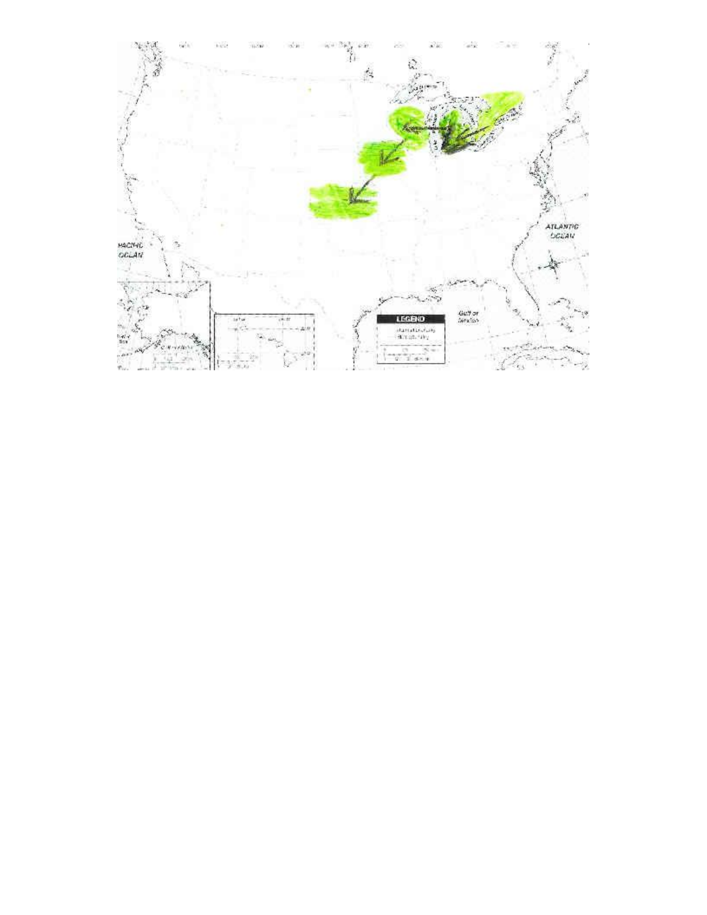PACIFIC
OCEAN

ATLANTIC
OCEAN

Gulf of
Mexico

LEGEND